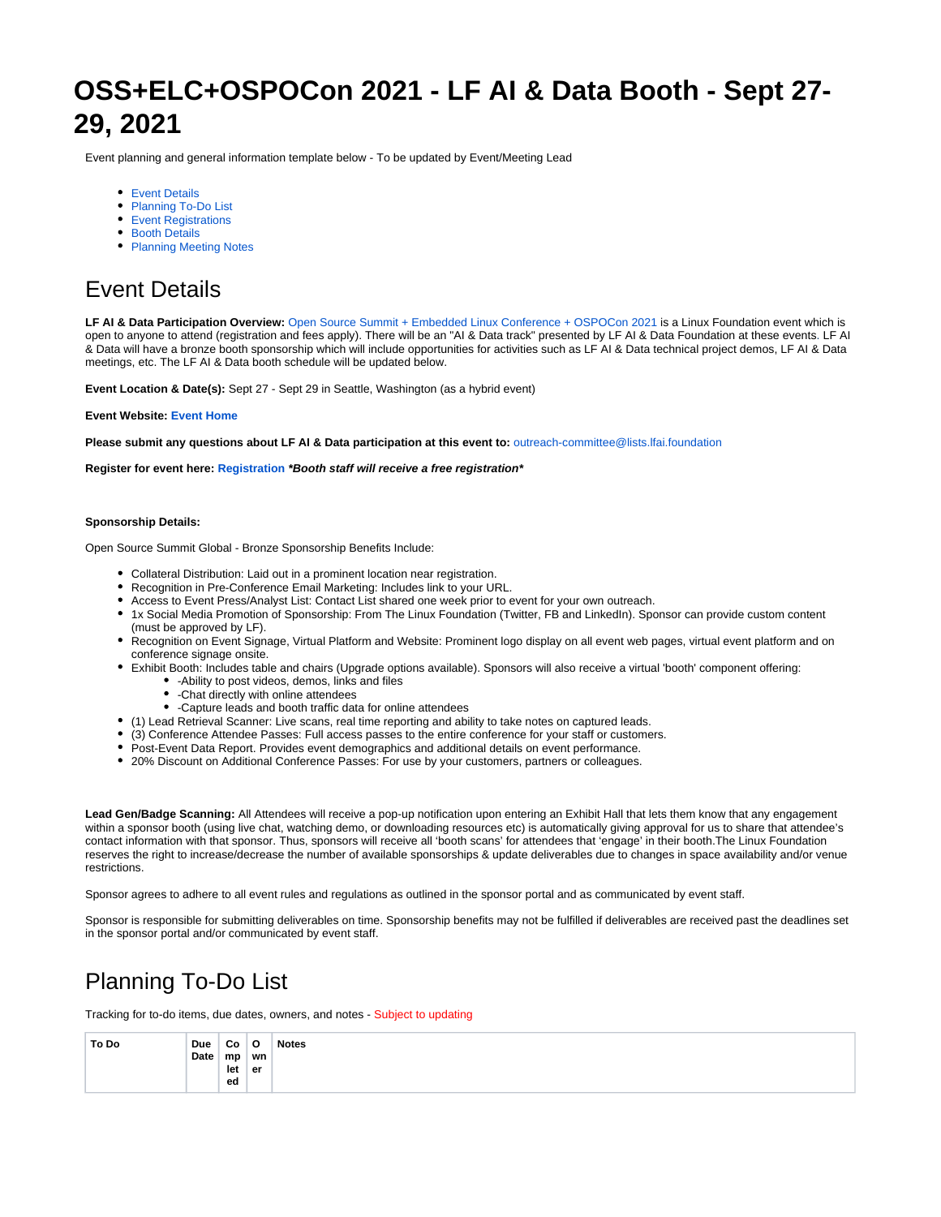# OSS+ELC+OSPOCon 2021 - LF AI & Data Booth - Sept 27-29, 2021

Event planning and general information template below - To be updated by Event/Meeting Lead

- Event Details
- Planning To-Do List
- Event Registrations
- Booth Details
- Planning Meeting Notes

## Event Details

**LF AI & Data Participation Overview:** Open Source Summit + Embedded Linux Conference + OSPOCon 2021 is a Linux Foundation event which is open to anyone to attend (registration and fees apply). There will be an "AI & Data track" presented by LF AI & Data Foundation at these events. LF AI & Data will have a bronze booth sponsorship which will include opportunities for activities such as LF AI & Data technical project demos, LF AI & Data meetings, etc. The LF AI & Data booth schedule will be updated below.

**Event Location & Date(s):** Sept 27 - Sept 29 in Seattle, Washington (as a hybrid event)

**Event Website: Event Home**

**Please submit any questions about LF AI & Data participation at this event to:** outreach-committee@lists.lfai.foundation

**Register for event here: Registration** ***Booth staff will receive a free registration***

**Sponsorship Details:**

Open Source Summit Global - Bronze Sponsorship Benefits Include:

- Collateral Distribution: Laid out in a prominent location near registration.
- Recognition in Pre-Conference Email Marketing: Includes link to your URL.
- Access to Event Press/Analyst List: Contact List shared one week prior to event for your own outreach.
- 1x Social Media Promotion of Sponsorship: From The Linux Foundation (Twitter, FB and LinkedIn). Sponsor can provide custom content (must be approved by LF).
- Recognition on Event Signage, Virtual Platform and Website: Prominent logo display on all event web pages, virtual event platform and on conference signage onsite.
- Exhibit Booth: Includes table and chairs (Upgrade options available). Sponsors will also receive a virtual 'booth' component offering:
  - -Ability to post videos, demos, links and files
  - -Chat directly with online attendees
  - -Capture leads and booth traffic data for online attendees
- (1) Lead Retrieval Scanner: Live scans, real time reporting and ability to take notes on captured leads.
- (3) Conference Attendee Passes: Full access passes to the entire conference for your staff or customers.
- Post-Event Data Report. Provides event demographics and additional details on event performance.
- 20% Discount on Additional Conference Passes: For use by your customers, partners or colleagues.

**Lead Gen/Badge Scanning:** All Attendees will receive a pop-up notification upon entering an Exhibit Hall that lets them know that any engagement within a sponsor booth (using live chat, watching demo, or downloading resources etc) is automatically giving approval for us to share that attendee's contact information with that sponsor. Thus, sponsors will receive all 'booth scans' for attendees that 'engage' in their booth.The Linux Foundation reserves the right to increase/decrease the number of available sponsorships & update deliverables due to changes in space availability and/or venue restrictions.

Sponsor agrees to adhere to all event rules and regulations as outlined in the sponsor portal and as communicated by event staff.

Sponsor is responsible for submitting deliverables on time. Sponsorship benefits may not be fulfilled if deliverables are received past the deadlines set in the sponsor portal and/or communicated by event staff.

## Planning To-Do List

Tracking for to-do items, due dates, owners, and notes - Subject to updating

| To Do | Due Date | Completed | Owner | Notes |
|---|---|---|---|---|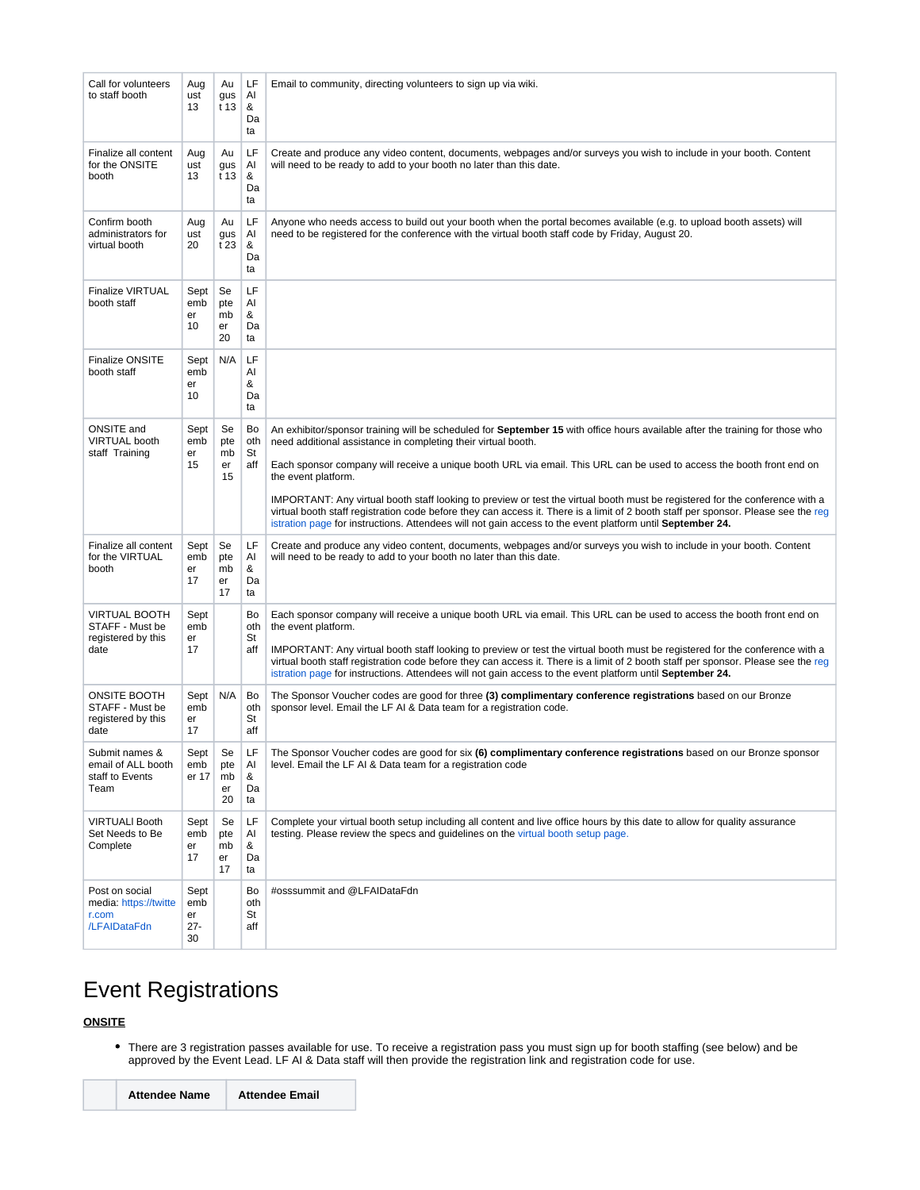| Call for volunteers to staff booth | August 13 | August 13 | LF AI & Data | Email to community, directing volunteers to sign up via wiki. |
|---|---|---|---|---|
| Finalize all content for the ONSITE booth | August 13 | August 13 | LF AI & Data | Create and produce any video content, documents, webpages and/or surveys you wish to include in your booth. Content will need to be ready to add to your booth no later than this date. |
| Confirm booth administrators for virtual booth | August 20 | August 23 | LF AI & Data | Anyone who needs access to build out your booth when the portal becomes available (e.g. to upload booth assets) will need to be registered for the conference with the virtual booth staff code by Friday, August 20. |
| Finalize VIRTUAL booth staff | September 10 | September 20 | LF AI & Data | |
| Finalize ONSITE booth staff | September 10 | N/A | LF AI & Data | |
| ONSITE and VIRTUAL booth staff Training | September 15 | September 15 | Booth Staff | An exhibitor/sponsor training will be scheduled for **September 15** with office hours available after the training for those who need additional assistance in completing their virtual booth.<br><br>Each sponsor company will receive a unique booth URL via email. This URL can be used to access the booth front end on the event platform.<br><br>IMPORTANT: Any virtual booth staff looking to preview or test the virtual booth must be registered for the conference with a virtual booth staff registration code before they can access it. There is a limit of 2 booth staff per sponsor. Please see the registration page for instructions. Attendees will not gain access to the event platform until **September 24.** |
| Finalize all content for the VIRTUAL booth | September 17 | September 17 | LF AI & Data | Create and produce any video content, documents, webpages and/or surveys you wish to include in your booth. Content will need to be ready to add to your booth no later than this date. |
| VIRTUAL BOOTH STAFF - Must be registered by this date | September 17 | | Booth Staff | Each sponsor company will receive a unique booth URL via email. This URL can be used to access the booth front end on the event platform.<br><br>IMPORTANT: Any virtual booth staff looking to preview or test the virtual booth must be registered for the conference with a virtual booth staff registration code before they can access it. There is a limit of 2 booth staff per sponsor. Please see the registration page for instructions. Attendees will not gain access to the event platform until **September 24.** |
| ONSITE BOOTH STAFF - Must be registered by this date | September 17 | N/A | Booth Staff | The Sponsor Voucher codes are good for three **(3) complimentary conference registrations** based on our Bronze sponsor level. Email the LF AI & Data team for a registration code. |
| Submit names & email of ALL booth staff to Events Team | September 17 | September 20 | LF AI & Data | The Sponsor Voucher codes are good for six **(6) complimentary conference registrations** based on our Bronze sponsor level. Email the LF AI & Data team for a registration code |
| VIRTUALl Booth Set Needs to Be Complete | September 17 | September 17 | LF AI & Data | Complete your virtual booth setup including all content and live office hours by this date to allow for quality assurance testing. Please review the specs and guidelines on the virtual booth setup page. |
| Post on social media: https://twitter.com/LFAIDataFdn | September 27-30 | | Booth Staff | #osssummit and @LFAIDataFdn |

# Event Registrations

**ONSITE**

- There are 3 registration passes available for use. To receive a registration pass you must sign up for booth staffing (see below) and be approved by the Event Lead. LF AI & Data staff will then provide the registration link and registration code for use.

| | Attendee Name | Attendee Email |
|---|---|---|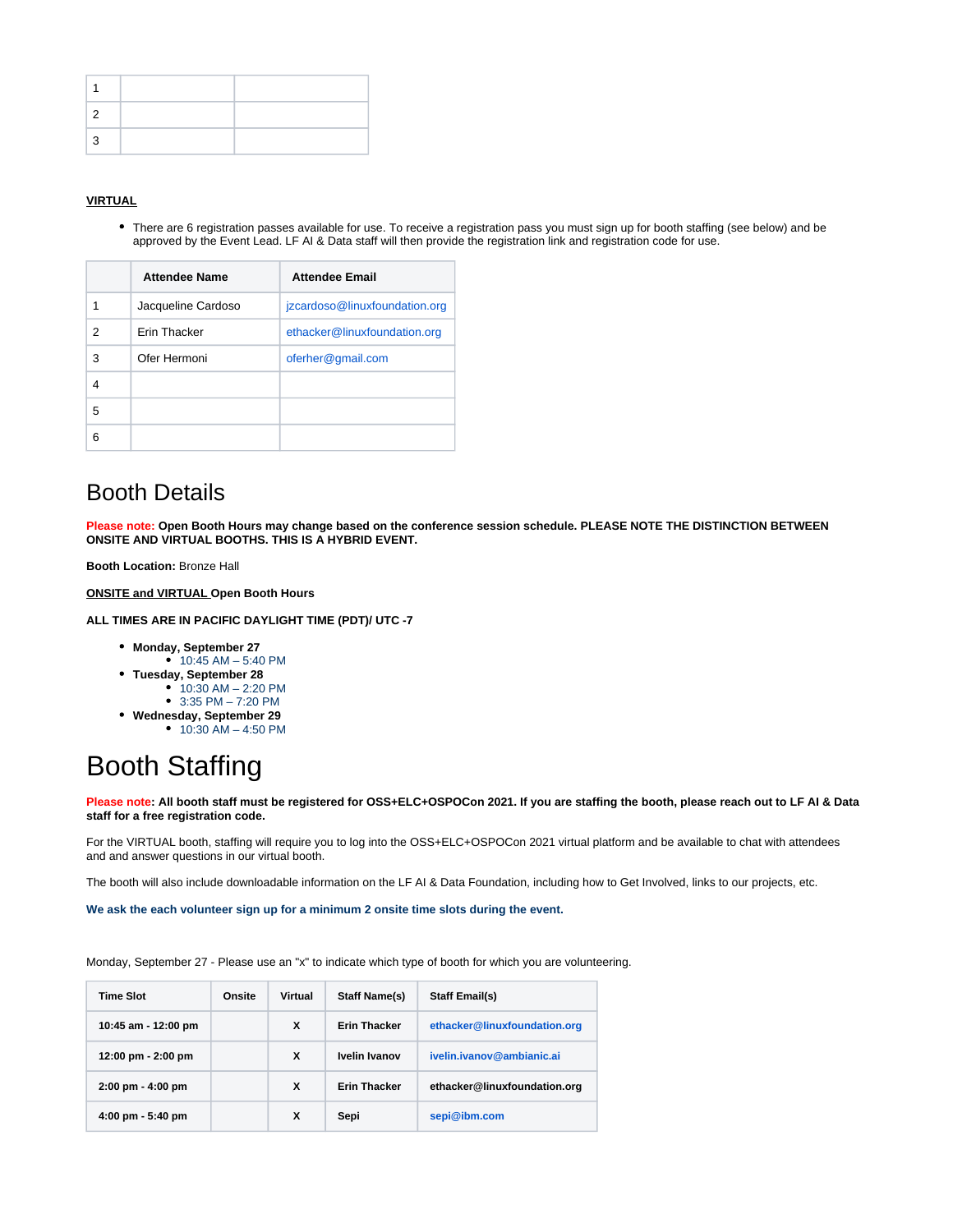| | | |
|---|---|---|
| 1 | | |
| 2 | | |
| 3 | | |

**VIRTUAL**

- There are 6 registration passes available for use. To receive a registration pass you must sign up for booth staffing (see below) and be approved by the Event Lead. LF AI & Data staff will then provide the registration link and registration code for use.

| | Attendee Name | Attendee Email |
|---|---|---|
| 1 | Jacqueline Cardoso | jzcardoso@linuxfoundation.org |
| 2 | Erin Thacker | ethacker@linuxfoundation.org |
| 3 | Ofer Hermoni | oferher@gmail.com |
| 4 | | |
| 5 | | |
| 6 | | |

# Booth Details

**Please note: Open Booth Hours may change based on the conference session schedule. PLEASE NOTE THE DISTINCTION BETWEEN ONSITE AND VIRTUAL BOOTHS. THIS IS A HYBRID EVENT.**

**Booth Location:** Bronze Hall

**ONSITE and VIRTUAL Open Booth Hours**

**ALL TIMES ARE IN PACIFIC DAYLIGHT TIME (PDT)/ UTC -7**

- **Monday, September 27**
  - 10:45 AM – 5:40 PM
- **Tuesday, September 28**
  - 10:30 AM – 2:20 PM
  - 3:35 PM – 7:20 PM
- **Wednesday, September 29**
  - 10:30 AM – 4:50 PM

# Booth Staffing

**Please note: All booth staff must be registered for OSS+ELC+OSPOCon 2021. If you are staffing the booth, please reach out to LF AI & Data staff for a free registration code.**

For the VIRTUAL booth, staffing will require you to log into the OSS+ELC+OSPOCon 2021 virtual platform and be available to chat with attendees and and answer questions in our virtual booth.

The booth will also include downloadable information on the LF AI & Data Foundation, including how to Get Involved, links to our projects, etc.

**We ask the each volunteer sign up for a minimum 2 onsite time slots during the event.**

Monday, September 27 - Please use an "x" to indicate which type of booth for which you are volunteering.

| Time Slot | Onsite | Virtual | Staff Name(s) | Staff Email(s) |
|---|---|---|---|---|
| 10:45 am - 12:00 pm | | X | Erin Thacker | ethacker@linuxfoundation.org |
| 12:00 pm - 2:00 pm | | X | Ivelin Ivanov | ivelin.ivanov@ambianic.ai |
| 2:00 pm - 4:00 pm | | X | Erin Thacker | ethacker@linuxfoundation.org |
| 4:00 pm - 5:40 pm | | X | Sepi | sepi@ibm.com |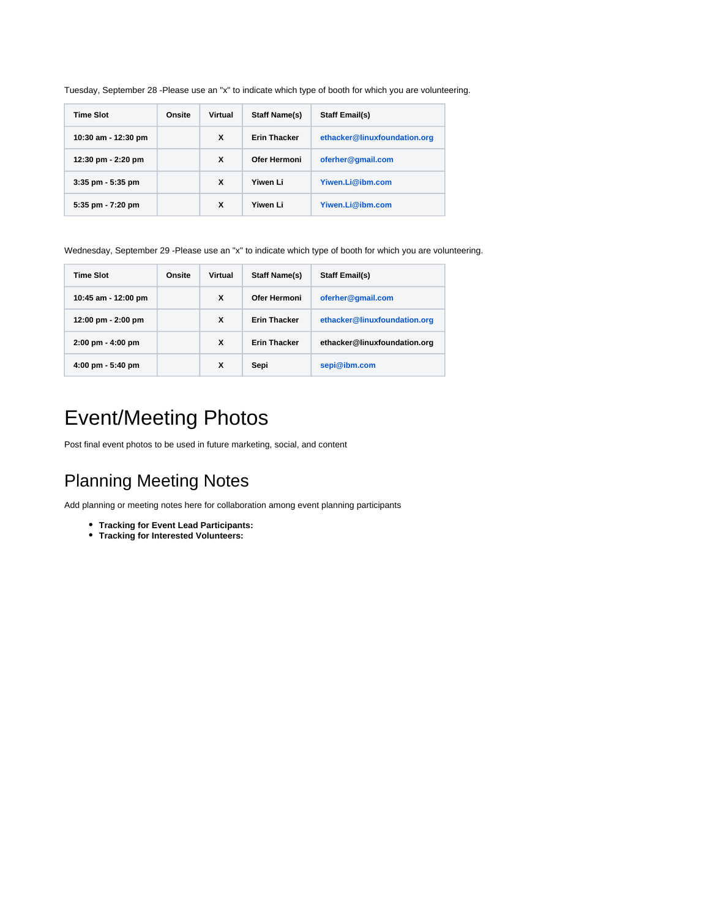Tuesday, September 28 -Please use an "x" to indicate which type of booth for which you are volunteering.

| Time Slot | Onsite | Virtual | Staff Name(s) | Staff Email(s) |
|---|---|---|---|---|
| 10:30 am - 12:30 pm | | X | Erin Thacker | ethacker@linuxfoundation.org |
| 12:30 pm - 2:20 pm | | X | Ofer Hermoni | oferher@gmail.com |
| 3:35 pm - 5:35 pm | | X | Yiwen Li | Yiwen.Li@ibm.com |
| 5:35 pm - 7:20 pm | | X | Yiwen Li | Yiwen.Li@ibm.com |

Wednesday, September 29 -Please use an "x" to indicate which type of booth for which you are volunteering.

| Time Slot | Onsite | Virtual | Staff Name(s) | Staff Email(s) |
|---|---|---|---|---|
| 10:45 am - 12:00 pm | | X | Ofer Hermoni | oferher@gmail.com |
| 12:00 pm - 2:00 pm | | X | Erin Thacker | ethacker@linuxfoundation.org |
| 2:00 pm - 4:00 pm | | X | Erin Thacker | ethacker@linuxfoundation.org |
| 4:00 pm - 5:40 pm | | X | Sepi | sepi@ibm.com |

# Event/Meeting Photos

Post final event photos to be used in future marketing, social, and content

## Planning Meeting Notes

Add planning or meeting notes here for collaboration among event planning participants

- **Tracking for Event Lead Participants:**
- **Tracking for Interested Volunteers:**